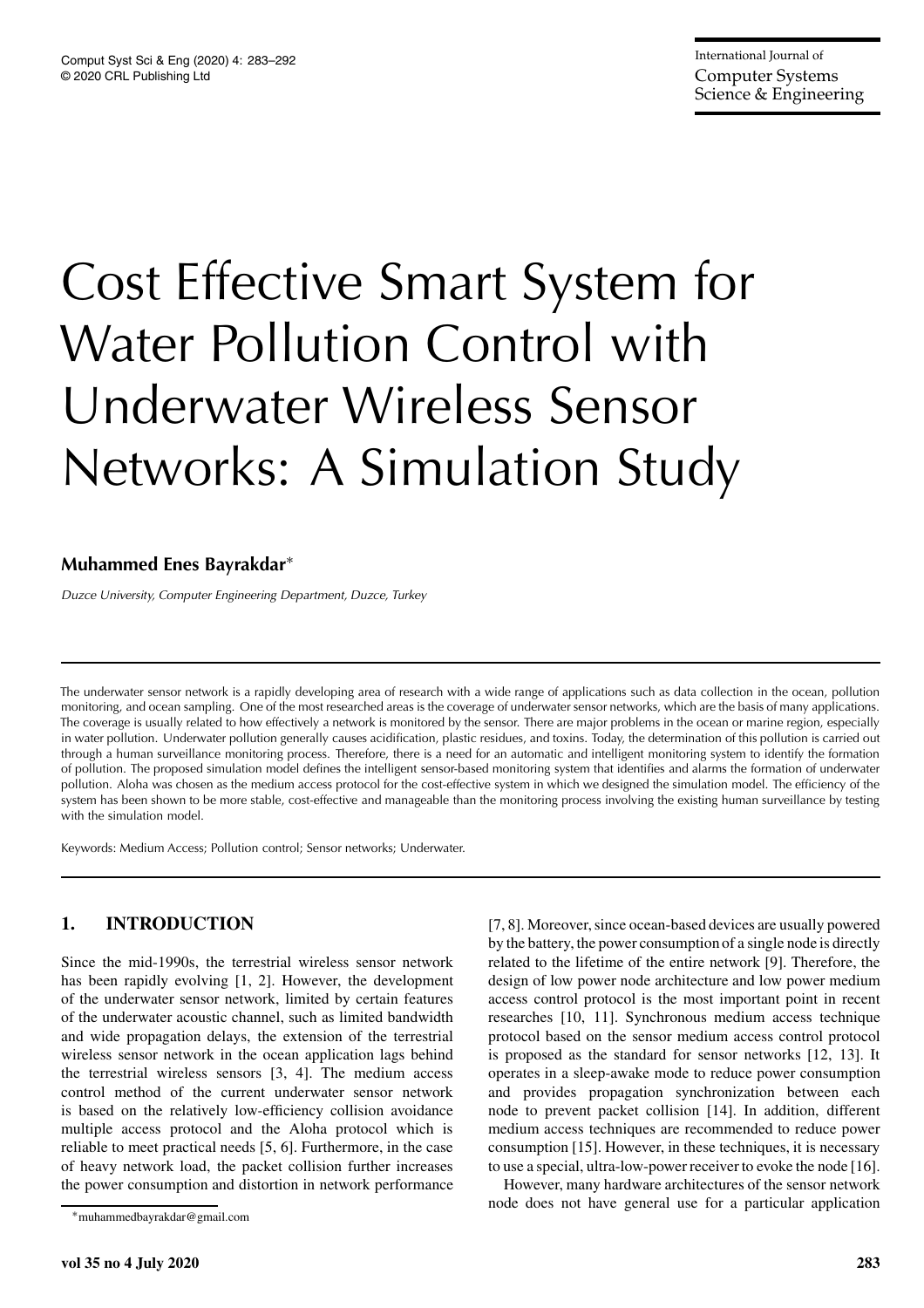# Cost Effective Smart System for Water Pollution Control with Underwater Wireless Sensor Networks: A Simulation Study

**Muhammed Enes Bayrakdar***

*Duzce University, Computer Engineering Department, Duzce, Turkey*

The underwater sensor network is a rapidly developing area of research with a wide range of applications such as data collection in the ocean, pollution monitoring, and ocean sampling. One of the most researched areas is the coverage of underwater sensor networks, which are the basis of many applications. The coverage is usually related to how effectively a network is monitored by the sensor. There are major problems in the ocean or marine region, especially in water pollution. Underwater pollution generally causes acidification, plastic residues, and toxins. Today, the determination of this pollution is carried out through a human surveillance monitoring process. Therefore, there is a need for an automatic and intelligent monitoring system to identify the formation of pollution. The proposed simulation model defines the intelligent sensor-based monitoring system that identifies and alarms the formation of underwater pollution. Aloha was chosen as the medium access protocol for the cost-effective system in which we designed the simulation model. The efficiency of the system has been shown to be more stable, cost-effective and manageable than the monitoring process involving the existing human surveillance by testing with the simulation model.

Keywords: Medium Access; Pollution control; Sensor networks; Underwater.

## 1. INTRODUCTION

Since the mid-1990s, the terrestrial wireless sensor network has been rapidly evolving [1, 2]. However, the development of the underwater sensor network, limited by certain features of the underwater acoustic channel, such as limited bandwidth and wide propagation delays, the extension of the terrestrial wireless sensor network in the ocean application lags behind the terrestrial wireless sensors [3, 4]. The medium access control method of the current underwater sensor network is based on the relatively low-efficiency collision avoidance multiple access protocol and the Aloha protocol which is reliable to meet practical needs [5, 6]. Furthermore, in the case of heavy network load, the packet collision further increases the power consumption and distortion in network performance [7, 8]. Moreover, since ocean-based devices are usually powered by the battery, the power consumption of a single node is directly related to the lifetime of the entire network [9]. Therefore, the design of low power node architecture and low power medium access control protocol is the most important point in recent researches [10, 11]. Synchronous medium access technique protocol based on the sensor medium access control protocol is proposed as the standard for sensor networks [12, 13]. It operates in a sleep-awake mode to reduce power consumption and provides propagation synchronization between each node to prevent packet collision [14]. In addition, different medium access techniques are recommended to reduce power consumption [15]. However, in these techniques, it is necessary to use a special, ultra-low-power receiver to evoke the node [16].

However, many hardware architectures of the sensor network node does not have general use for a particular application

*muhammedbayrakdar@gmail.com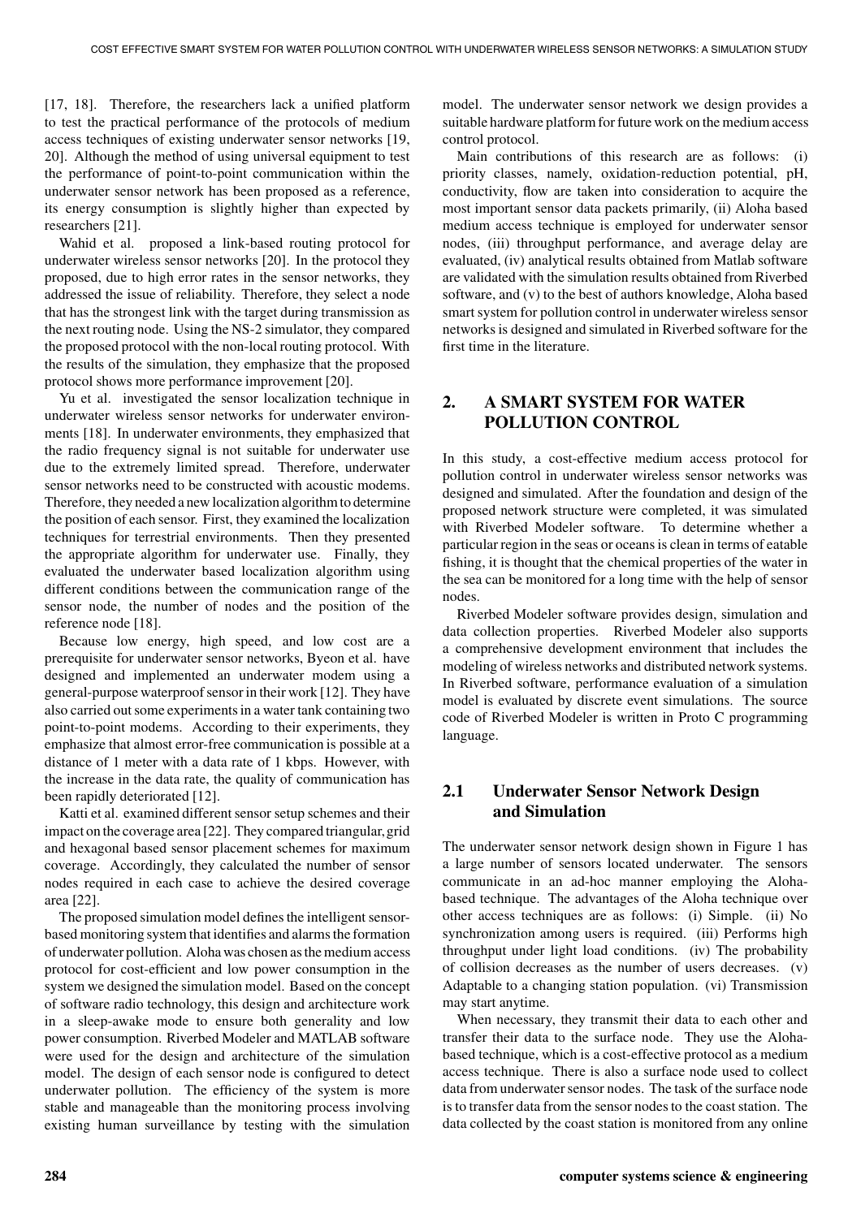[17, 18]. Therefore, the researchers lack a unified platform to test the practical performance of the protocols of medium access techniques of existing underwater sensor networks [19, 20]. Although the method of using universal equipment to test the performance of point-to-point communication within the underwater sensor network has been proposed as a reference, its energy consumption is slightly higher than expected by researchers [21].

Wahid et al. proposed a link-based routing protocol for underwater wireless sensor networks [20]. In the protocol they proposed, due to high error rates in the sensor networks, they addressed the issue of reliability. Therefore, they select a node that has the strongest link with the target during transmission as the next routing node. Using the NS-2 simulator, they compared the proposed protocol with the non-local routing protocol. With the results of the simulation, they emphasize that the proposed protocol shows more performance improvement [20].

Yu et al. investigated the sensor localization technique in underwater wireless sensor networks for underwater environments [18]. In underwater environments, they emphasized that the radio frequency signal is not suitable for underwater use due to the extremely limited spread. Therefore, underwater sensor networks need to be constructed with acoustic modems. Therefore, they needed a new localization algorithm to determine the position of each sensor. First, they examined the localization techniques for terrestrial environments. Then they presented the appropriate algorithm for underwater use. Finally, they evaluated the underwater based localization algorithm using different conditions between the communication range of the sensor node, the number of nodes and the position of the reference node [18].

Because low energy, high speed, and low cost are a prerequisite for underwater sensor networks, Byeon et al. have designed and implemented an underwater modem using a general-purpose waterproof sensor in their work [12]. They have also carried out some experiments in a water tank containing two point-to-point modems. According to their experiments, they emphasize that almost error-free communication is possible at a distance of 1 meter with a data rate of 1 kbps. However, with the increase in the data rate, the quality of communication has been rapidly deteriorated [12].

Katti et al. examined different sensor setup schemes and their impact on the coverage area [22]. They compared triangular, grid and hexagonal based sensor placement schemes for maximum coverage. Accordingly, they calculated the number of sensor nodes required in each case to achieve the desired coverage area [22].

The proposed simulation model defines the intelligent sensor-based monitoring system that identifies and alarms the formation of underwater pollution. Aloha was chosen as the medium access protocol for cost-efficient and low power consumption in the system we designed the simulation model. Based on the concept of software radio technology, this design and architecture work in a sleep-awake mode to ensure both generality and low power consumption. Riverbed Modeler and MATLAB software were used for the design and architecture of the simulation model. The design of each sensor node is configured to detect underwater pollution. The efficiency of the system is more stable and manageable than the monitoring process involving existing human surveillance by testing with the simulation model. The underwater sensor network we design provides a suitable hardware platform for future work on the medium access control protocol.

Main contributions of this research are as follows: (i) priority classes, namely, oxidation-reduction potential, pH, conductivity, flow are taken into consideration to acquire the most important sensor data packets primarily, (ii) Aloha based medium access technique is employed for underwater sensor nodes, (iii) throughput performance, and average delay are evaluated, (iv) analytical results obtained from Matlab software are validated with the simulation results obtained from Riverbed software, and (v) to the best of authors knowledge, Aloha based smart system for pollution control in underwater wireless sensor networks is designed and simulated in Riverbed software for the first time in the literature.

## 2. A SMART SYSTEM FOR WATER POLLUTION CONTROL

In this study, a cost-effective medium access protocol for pollution control in underwater wireless sensor networks was designed and simulated. After the foundation and design of the proposed network structure were completed, it was simulated with Riverbed Modeler software. To determine whether a particular region in the seas or oceans is clean in terms of eatable fishing, it is thought that the chemical properties of the water in the sea can be monitored for a long time with the help of sensor nodes.

Riverbed Modeler software provides design, simulation and data collection properties. Riverbed Modeler also supports a comprehensive development environment that includes the modeling of wireless networks and distributed network systems. In Riverbed software, performance evaluation of a simulation model is evaluated by discrete event simulations. The source code of Riverbed Modeler is written in Proto C programming language.

### 2.1 Underwater Sensor Network Design and Simulation

The underwater sensor network design shown in Figure 1 has a large number of sensors located underwater. The sensors communicate in an ad-hoc manner employing the Aloha-based technique. The advantages of the Aloha technique over other access techniques are as follows: (i) Simple. (ii) No synchronization among users is required. (iii) Performs high throughput under light load conditions. (iv) The probability of collision decreases as the number of users decreases. (v) Adaptable to a changing station population. (vi) Transmission may start anytime.

When necessary, they transmit their data to each other and transfer their data to the surface node. They use the Aloha-based technique, which is a cost-effective protocol as a medium access technique. There is also a surface node used to collect data from underwater sensor nodes. The task of the surface node is to transfer data from the sensor nodes to the coast station. The data collected by the coast station is monitored from any online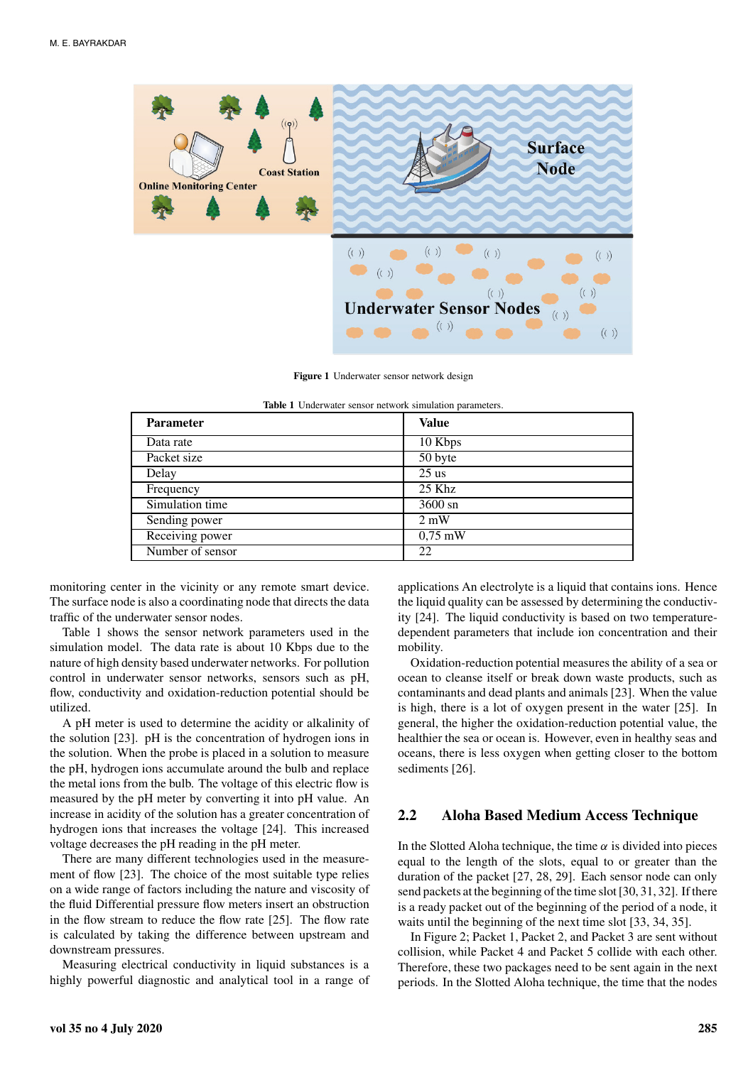Figure 1 Underwater sensor network design

Table 1 Underwater sensor network simulation parameters.

| Parameter | Value |
|---|---|
| Data rate | 10 Kbps |
| Packet size | 50 byte |
| Delay | 25 us |
| Frequency | 25 Khz |
| Simulation time | 3600 sn |
| Sending power | 2 mW |
| Receiving power | 0,75 mW |
| Number of sensor | 22 |

monitoring center in the vicinity or any remote smart device. The surface node is also a coordinating node that directs the data traffic of the underwater sensor nodes.

Table 1 shows the sensor network parameters used in the simulation model. The data rate is about 10 Kbps due to the nature of high density based underwater networks. For pollution control in underwater sensor networks, sensors such as pH, flow, conductivity and oxidation-reduction potential should be utilized.

A pH meter is used to determine the acidity or alkalinity of the solution [23]. pH is the concentration of hydrogen ions in the solution. When the probe is placed in a solution to measure the pH, hydrogen ions accumulate around the bulb and replace the metal ions from the bulb. The voltage of this electric flow is measured by the pH meter by converting it into pH value. An increase in acidity of the solution has a greater concentration of hydrogen ions that increases the voltage [24]. This increased voltage decreases the pH reading in the pH meter.

There are many different technologies used in the measurement of flow [23]. The choice of the most suitable type relies on a wide range of factors including the nature and viscosity of the fluid Differential pressure flow meters insert an obstruction in the flow stream to reduce the flow rate [25]. The flow rate is calculated by taking the difference between upstream and downstream pressures.

Measuring electrical conductivity in liquid substances is a highly powerful diagnostic and analytical tool in a range of applications An electrolyte is a liquid that contains ions. Hence the liquid quality can be assessed by determining the conductivity [24]. The liquid conductivity is based on two temperature-dependent parameters that include ion concentration and their mobility.

Oxidation-reduction potential measures the ability of a sea or ocean to cleanse itself or break down waste products, such as contaminants and dead plants and animals [23]. When the value is high, there is a lot of oxygen present in the water [25]. In general, the higher the oxidation-reduction potential value, the healthier the sea or ocean is. However, even in healthy seas and oceans, there is less oxygen when getting closer to the bottom sediments [26].

## 2.2 Aloha Based Medium Access Technique

In the Slotted Aloha technique, the time $\alpha$ is divided into pieces equal to the length of the slots, equal to or greater than the duration of the packet [27, 28, 29]. Each sensor node can only send packets at the beginning of the time slot [30, 31, 32]. If there is a ready packet out of the beginning of the period of a node, it waits until the beginning of the next time slot [33, 34, 35].

In Figure 2; Packet 1, Packet 2, and Packet 3 are sent without collision, while Packet 4 and Packet 5 collide with each other. Therefore, these two packages need to be sent again in the next periods. In the Slotted Aloha technique, the time that the nodes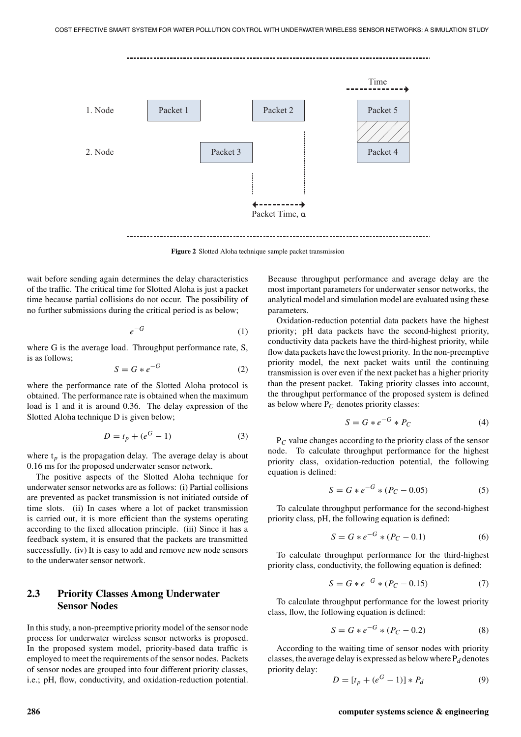Figure 2 Slotted Aloha technique sample packet transmission

wait before sending again determines the delay characteristics of the traffic. The critical time for Slotted Aloha is just a packet time because partial collisions do not occur. The possibility of no further submissions during the critical period is as below;

$$e^{-G} \tag{1}$$

where G is the average load. Throughput performance rate, S, is as follows;

$$S = G * e^{-G} \tag{2}$$

where the performance rate of the Slotted Aloha protocol is obtained. The performance rate is obtained when the maximum load is 1 and it is around 0.36. The delay expression of the Slotted Aloha technique D is given below;

$$D = t_p + (e^{G} - 1) \tag{3}$$

where $t_p$ is the propagation delay. The average delay is about 0.16 ms for the proposed underwater sensor network.

The positive aspects of the Slotted Aloha technique for underwater sensor networks are as follows: (i) Partial collisions are prevented as packet transmission is not initiated outside of time slots. (ii) In cases where a lot of packet transmission is carried out, it is more efficient than the systems operating according to the fixed allocation principle. (iii) Since it has a feedback system, it is ensured that the packets are transmitted successfully. (iv) It is easy to add and remove new node sensors to the underwater sensor network.

## 2.3 Priority Classes Among Underwater Sensor Nodes

In this study, a non-preemptive priority model of the sensor node process for underwater wireless sensor networks is proposed. In the proposed system model, priority-based data traffic is employed to meet the requirements of the sensor nodes. Packets of sensor nodes are grouped into four different priority classes, i.e.; pH, flow, conductivity, and oxidation-reduction potential. Because throughput performance and average delay are the most important parameters for underwater sensor networks, the analytical model and simulation model are evaluated using these parameters.

Oxidation-reduction potential data packets have the highest priority; pH data packets have the second-highest priority, conductivity data packets have the third-highest priority, while flow data packets have the lowest priority. In the non-preemptive priority model, the next packet waits until the continuing transmission is over even if the next packet has a higher priority than the present packet. Taking priority classes into account, the throughput performance of the proposed system is defined as below where $P_C$ denotes priority classes:

$$S = G * e^{-G} * P_C \tag{4}$$

$P_C$ value changes according to the priority class of the sensor node. To calculate throughput performance for the highest priority class, oxidation-reduction potential, the following equation is defined:

$$S = G * e^{-G} * (P_C - 0.05) \tag{5}$$

To calculate throughput performance for the second-highest priority class, pH, the following equation is defined:

$$S = G * e^{-G} * (P_C - 0.1) \tag{6}$$

To calculate throughput performance for the third-highest priority class, conductivity, the following equation is defined:

$$S = G * e^{-G} * (P_C - 0.15) \tag{7}$$

To calculate throughput performance for the lowest priority class, flow, the following equation is defined:

$$S = G * e^{-G} * (P_C - 0.2) \tag{8}$$

According to the waiting time of sensor nodes with priority classes, the average delay is expressed as below where $P_d$ denotes priority delay:

$$D = [t_p + (e^{G} - 1)] * P_d \tag{9}$$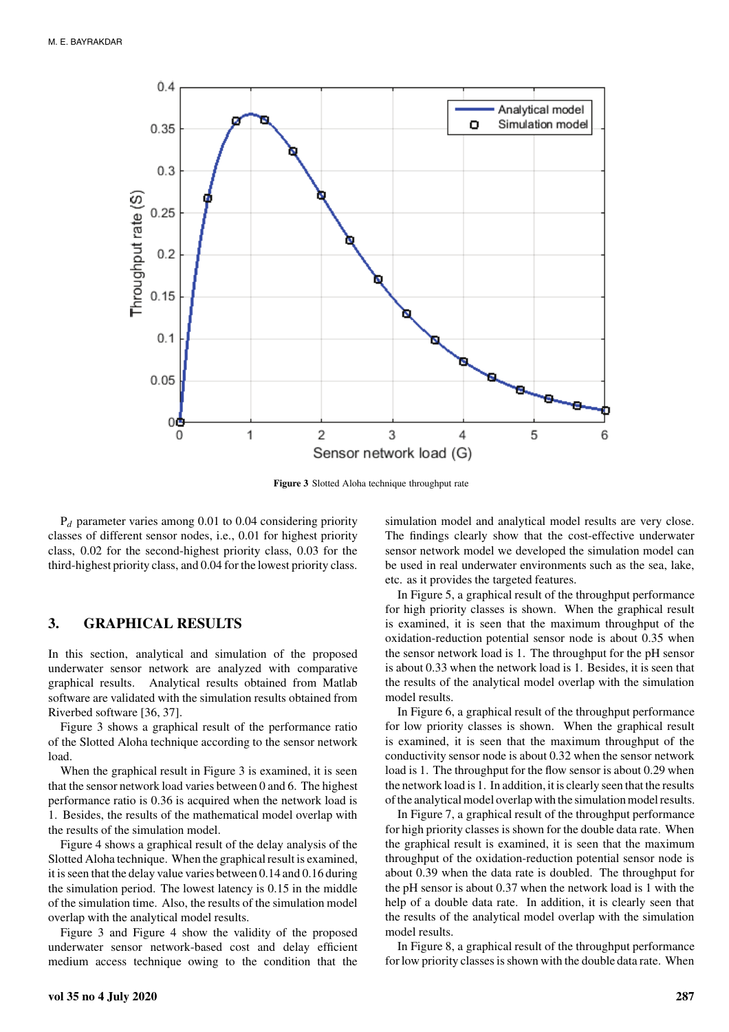Figure 3 Slotted Aloha technique throughput rate

$P_d$ parameter varies among 0.01 to 0.04 considering priority classes of different sensor nodes, i.e., 0.01 for highest priority class, 0.02 for the second-highest priority class, 0.03 for the third-highest priority class, and 0.04 for the lowest priority class.

## 3. GRAPHICAL RESULTS

In this section, analytical and simulation of the proposed underwater sensor network are analyzed with comparative graphical results. Analytical results obtained from Matlab software are validated with the simulation results obtained from Riverbed software [36, 37].

Figure 3 shows a graphical result of the performance ratio of the Slotted Aloha technique according to the sensor network load.

When the graphical result in Figure 3 is examined, it is seen that the sensor network load varies between 0 and 6. The highest performance ratio is 0.36 is acquired when the network load is 1. Besides, the results of the mathematical model overlap with the results of the simulation model.

Figure 4 shows a graphical result of the delay analysis of the Slotted Aloha technique. When the graphical result is examined, it is seen that the delay value varies between 0.14 and 0.16 during the simulation period. The lowest latency is 0.15 in the middle of the simulation time. Also, the results of the simulation model overlap with the analytical model results.

Figure 3 and Figure 4 show the validity of the proposed underwater sensor network-based cost and delay efficient medium access technique owing to the condition that the simulation model and analytical model results are very close. The findings clearly show that the cost-effective underwater sensor network model we developed the simulation model can be used in real underwater environments such as the sea, lake, etc. as it provides the targeted features.

In Figure 5, a graphical result of the throughput performance for high priority classes is shown. When the graphical result is examined, it is seen that the maximum throughput of the oxidation-reduction potential sensor node is about 0.35 when the sensor network load is 1. The throughput for the pH sensor is about 0.33 when the network load is 1. Besides, it is seen that the results of the analytical model overlap with the simulation model results.

In Figure 6, a graphical result of the throughput performance for low priority classes is shown. When the graphical result is examined, it is seen that the maximum throughput of the conductivity sensor node is about 0.32 when the sensor network load is 1. The throughput for the flow sensor is about 0.29 when the network load is 1. In addition, it is clearly seen that the results of the analytical model overlap with the simulation model results.

In Figure 7, a graphical result of the throughput performance for high priority classes is shown for the double data rate. When the graphical result is examined, it is seen that the maximum throughput of the oxidation-reduction potential sensor node is about 0.39 when the data rate is doubled. The throughput for the pH sensor is about 0.37 when the network load is 1 with the help of a double data rate. In addition, it is clearly seen that the results of the analytical model overlap with the simulation model results.

In Figure 8, a graphical result of the throughput performance for low priority classes is shown with the double data rate. When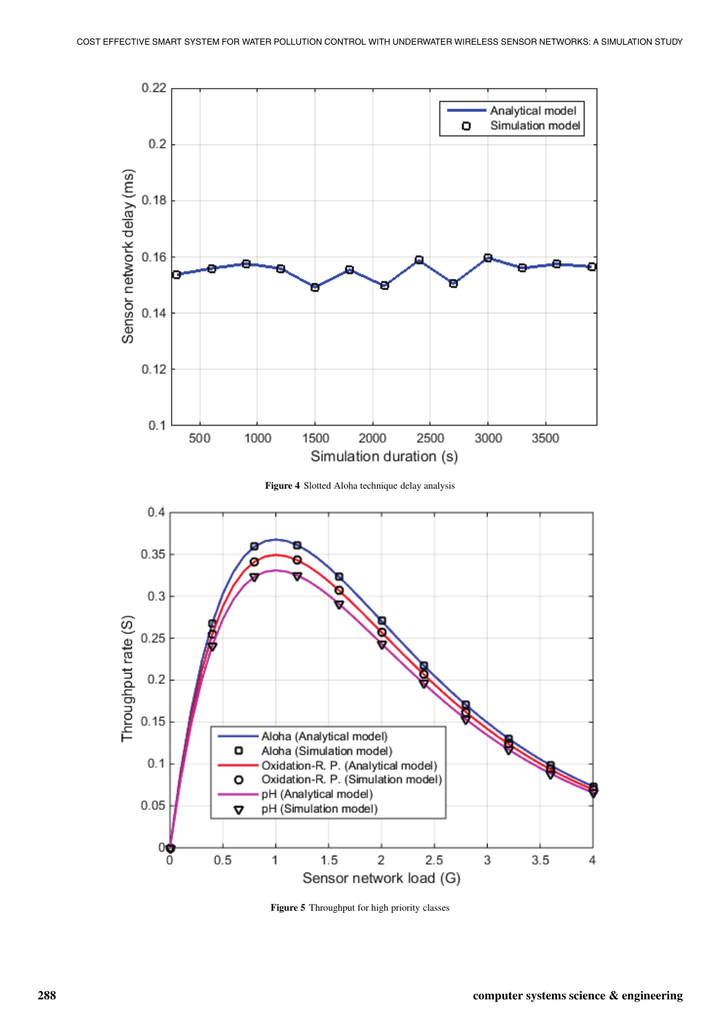**Figure 4** Slotted Aloha technique delay analysis

**Figure 5** Throughput for high priority classes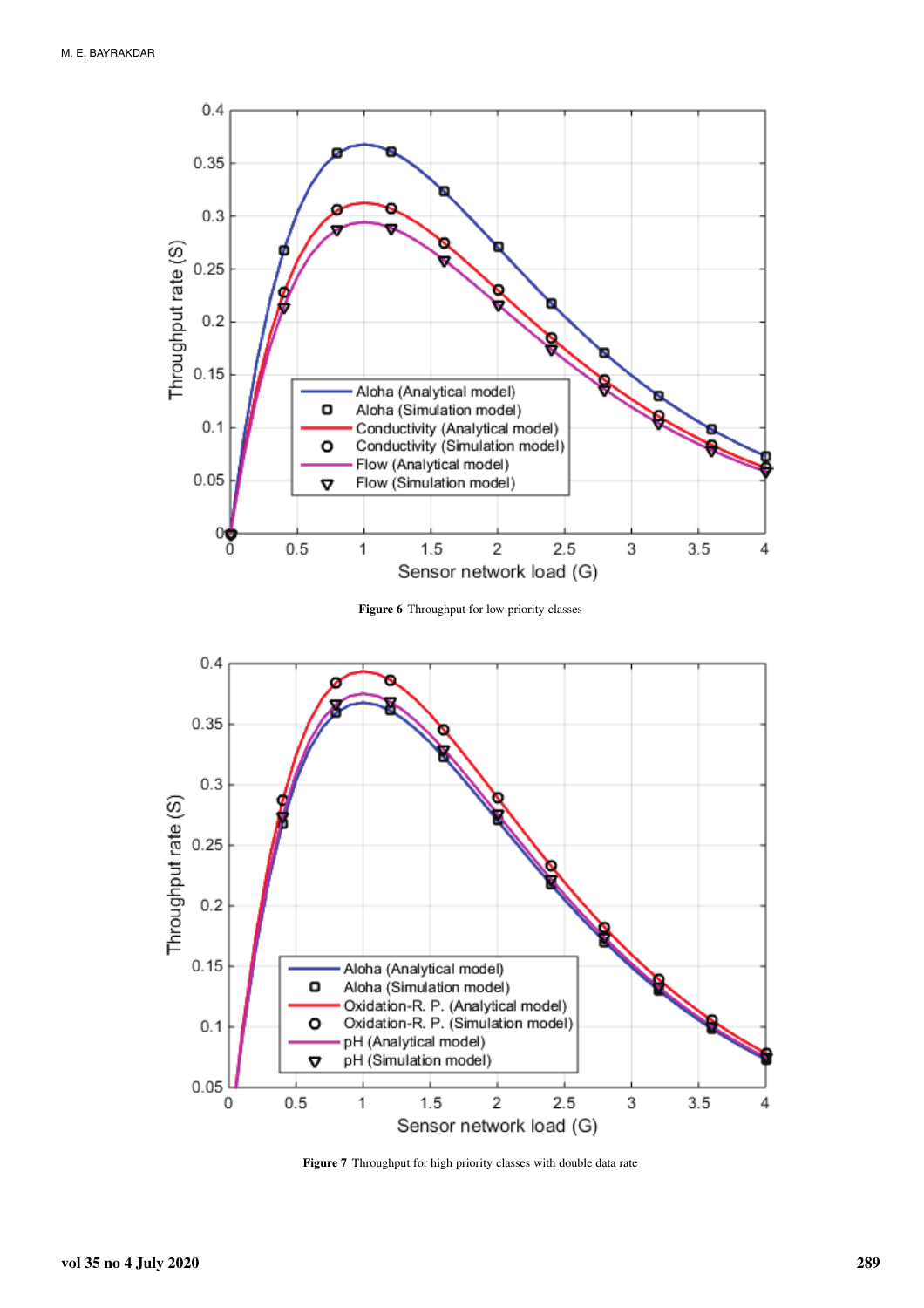**Figure 6** Throughput for low priority classes

**Figure 7** Throughput for high priority classes with double data rate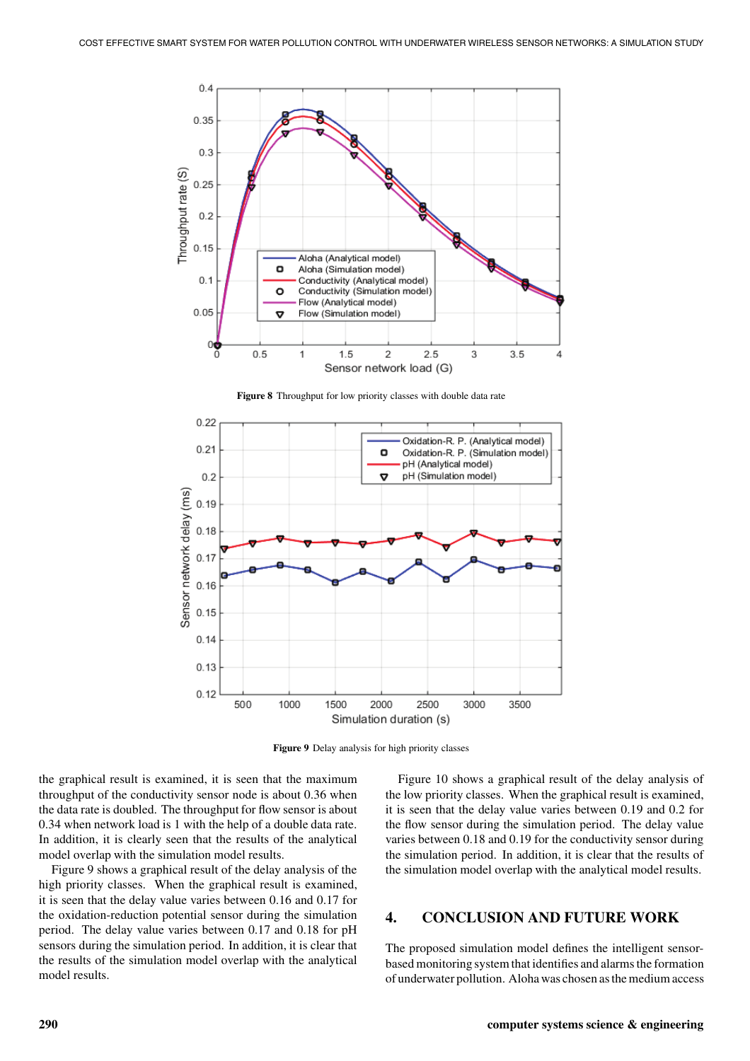Figure 8 Throughput for low priority classes with double data rate

Figure 9 Delay analysis for high priority classes

the graphical result is examined, it is seen that the maximum throughput of the conductivity sensor node is about 0.36 when the data rate is doubled. The throughput for flow sensor is about 0.34 when network load is 1 with the help of a double data rate. In addition, it is clearly seen that the results of the analytical model overlap with the simulation model results.

Figure 9 shows a graphical result of the delay analysis of the high priority classes. When the graphical result is examined, it is seen that the delay value varies between 0.16 and 0.17 for the oxidation-reduction potential sensor during the simulation period. The delay value varies between 0.17 and 0.18 for pH sensors during the simulation period. In addition, it is clear that the results of the simulation model overlap with the analytical model results.

Figure 10 shows a graphical result of the delay analysis of the low priority classes. When the graphical result is examined, it is seen that the delay value varies between 0.19 and 0.2 for the flow sensor during the simulation period. The delay value varies between 0.18 and 0.19 for the conductivity sensor during the simulation period. In addition, it is clear that the results of the simulation model overlap with the analytical model results.

## 4. CONCLUSION AND FUTURE WORK

The proposed simulation model defines the intelligent sensor-based monitoring system that identifies and alarms the formation of underwater pollution. Aloha was chosen as the medium access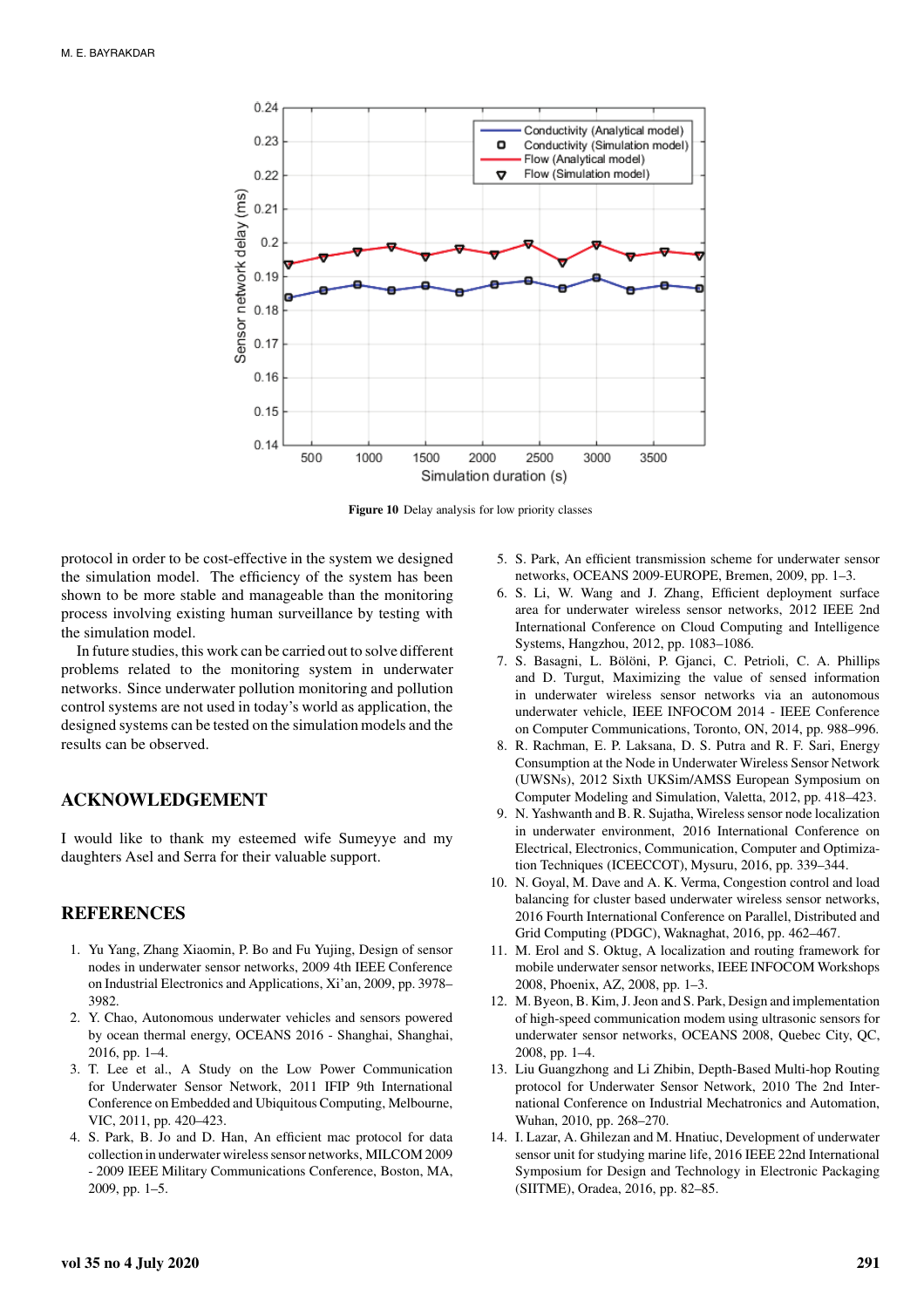Figure 10 Delay analysis for low priority classes

protocol in order to be cost-effective in the system we designed the simulation model. The efficiency of the system has been shown to be more stable and manageable than the monitoring process involving existing human surveillance by testing with the simulation model.

In future studies, this work can be carried out to solve different problems related to the monitoring system in underwater networks. Since underwater pollution monitoring and pollution control systems are not used in today's world as application, the designed systems can be tested on the simulation models and the results can be observed.

## ACKNOWLEDGEMENT

I would like to thank my esteemed wife Sumeyye and my daughters Asel and Serra for their valuable support.

## REFERENCES

1. Yu Yang, Zhang Xiaomin, P. Bo and Fu Yujing, Design of sensor nodes in underwater sensor networks, 2009 4th IEEE Conference on Industrial Electronics and Applications, Xi'an, 2009, pp. 3978–3982.
2. Y. Chao, Autonomous underwater vehicles and sensors powered by ocean thermal energy, OCEANS 2016 - Shanghai, Shanghai, 2016, pp. 1–4.
3. T. Lee et al., A Study on the Low Power Communication for Underwater Sensor Network, 2011 IFIP 9th International Conference on Embedded and Ubiquitous Computing, Melbourne, VIC, 2011, pp. 420–423.
4. S. Park, B. Jo and D. Han, An efficient mac protocol for data collection in underwater wireless sensor networks, MILCOM 2009 - 2009 IEEE Military Communications Conference, Boston, MA, 2009, pp. 1–5.
5. S. Park, An efficient transmission scheme for underwater sensor networks, OCEANS 2009-EUROPE, Bremen, 2009, pp. 1–3.
6. S. Li, W. Wang and J. Zhang, Efficient deployment surface area for underwater wireless sensor networks, 2012 IEEE 2nd International Conference on Cloud Computing and Intelligence Systems, Hangzhou, 2012, pp. 1083–1086.
7. S. Basagni, L. Bölöni, P. Gjanci, C. Petrioli, C. A. Phillips and D. Turgut, Maximizing the value of sensed information in underwater wireless sensor networks via an autonomous underwater vehicle, IEEE INFOCOM 2014 - IEEE Conference on Computer Communications, Toronto, ON, 2014, pp. 988–996.
8. R. Rachman, E. P. Laksana, D. S. Putra and R. F. Sari, Energy Consumption at the Node in Underwater Wireless Sensor Network (UWSNs), 2012 Sixth UKSim/AMSS European Symposium on Computer Modeling and Simulation, Valetta, 2012, pp. 418–423.
9. N. Yashwanth and B. R. Sujatha, Wireless sensor node localization in underwater environment, 2016 International Conference on Electrical, Electronics, Communication, Computer and Optimization Techniques (ICEECCOT), Mysuru, 2016, pp. 339–344.
10. N. Goyal, M. Dave and A. K. Verma, Congestion control and load balancing for cluster based underwater wireless sensor networks, 2016 Fourth International Conference on Parallel, Distributed and Grid Computing (PDGC), Waknaghat, 2016, pp. 462–467.
11. M. Erol and S. Oktug, A localization and routing framework for mobile underwater sensor networks, IEEE INFOCOM Workshops 2008, Phoenix, AZ, 2008, pp. 1–3.
12. M. Byeon, B. Kim, J. Jeon and S. Park, Design and implementation of high-speed communication modem using ultrasonic sensors for underwater sensor networks, OCEANS 2008, Quebec City, QC, 2008, pp. 1–4.
13. Liu Guangzhong and Li Zhibin, Depth-Based Multi-hop Routing protocol for Underwater Sensor Network, 2010 The 2nd International Conference on Industrial Mechatronics and Automation, Wuhan, 2010, pp. 268–270.
14. I. Lazar, A. Ghilezan and M. Hnatiuc, Development of underwater sensor unit for studying marine life, 2016 IEEE 22nd International Symposium for Design and Technology in Electronic Packaging (SIITME), Oradea, 2016, pp. 82–85.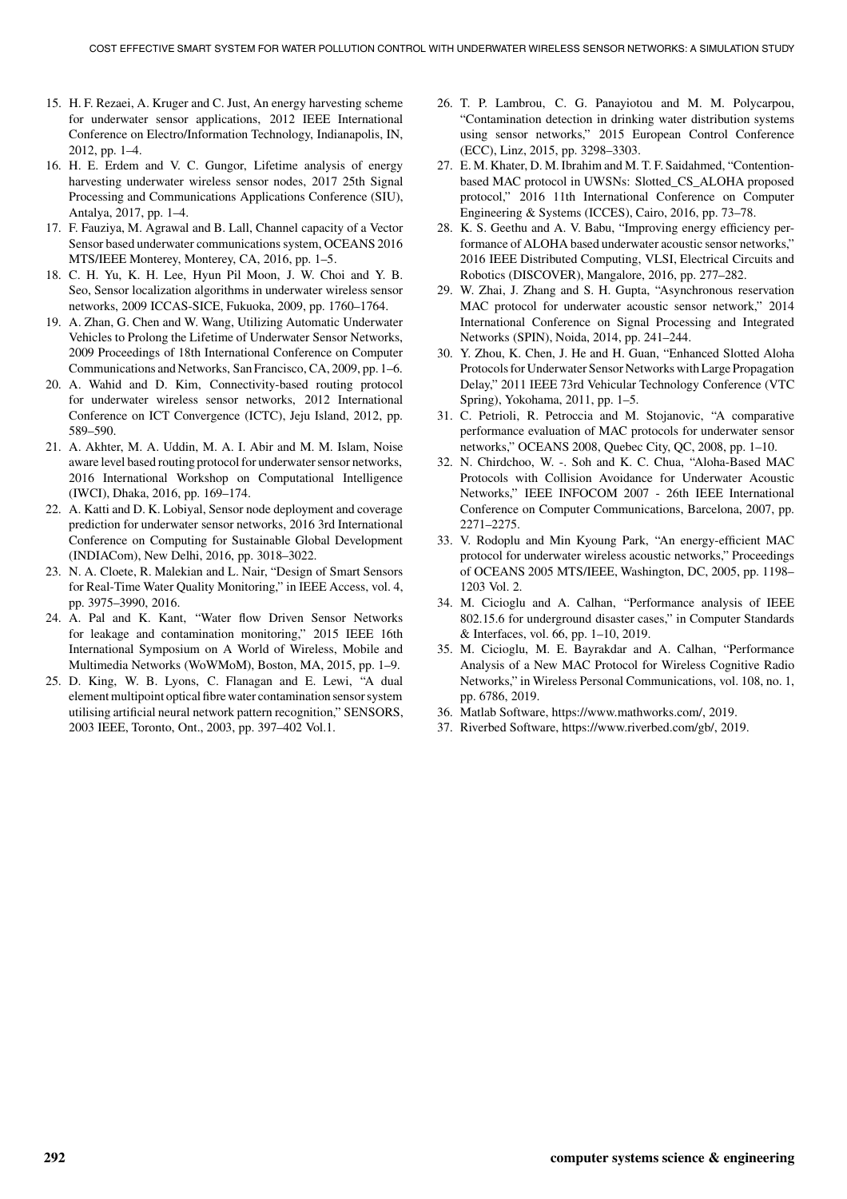15. H. F. Rezaei, A. Kruger and C. Just, An energy harvesting scheme for underwater sensor applications, 2012 IEEE International Conference on Electro/Information Technology, Indianapolis, IN, 2012, pp. 1–4.
16. H. E. Erdem and V. C. Gungor, Lifetime analysis of energy harvesting underwater wireless sensor nodes, 2017 25th Signal Processing and Communications Applications Conference (SIU), Antalya, 2017, pp. 1–4.
17. F. Fauziya, M. Agrawal and B. Lall, Channel capacity of a Vector Sensor based underwater communications system, OCEANS 2016 MTS/IEEE Monterey, Monterey, CA, 2016, pp. 1–5.
18. C. H. Yu, K. H. Lee, Hyun Pil Moon, J. W. Choi and Y. B. Seo, Sensor localization algorithms in underwater wireless sensor networks, 2009 ICCAS-SICE, Fukuoka, 2009, pp. 1760–1764.
19. A. Zhan, G. Chen and W. Wang, Utilizing Automatic Underwater Vehicles to Prolong the Lifetime of Underwater Sensor Networks, 2009 Proceedings of 18th International Conference on Computer Communications and Networks, San Francisco, CA, 2009, pp. 1–6.
20. A. Wahid and D. Kim, Connectivity-based routing protocol for underwater wireless sensor networks, 2012 International Conference on ICT Convergence (ICTC), Jeju Island, 2012, pp. 589–590.
21. A. Akhter, M. A. Uddin, M. A. I. Abir and M. M. Islam, Noise aware level based routing protocol for underwater sensor networks, 2016 International Workshop on Computational Intelligence (IWCI), Dhaka, 2016, pp. 169–174.
22. A. Katti and D. K. Lobiyal, Sensor node deployment and coverage prediction for underwater sensor networks, 2016 3rd International Conference on Computing for Sustainable Global Development (INDIACom), New Delhi, 2016, pp. 3018–3022.
23. N. A. Cloete, R. Malekian and L. Nair, "Design of Smart Sensors for Real-Time Water Quality Monitoring," in IEEE Access, vol. 4, pp. 3975–3990, 2016.
24. A. Pal and K. Kant, "Water flow Driven Sensor Networks for leakage and contamination monitoring," 2015 IEEE 16th International Symposium on A World of Wireless, Mobile and Multimedia Networks (WoWMoM), Boston, MA, 2015, pp. 1–9.
25. D. King, W. B. Lyons, C. Flanagan and E. Lewi, "A dual element multipoint optical fibre water contamination sensor system utilising artificial neural network pattern recognition," SENSORS, 2003 IEEE, Toronto, Ont., 2003, pp. 397–402 Vol.1.
26. T. P. Lambrou, C. G. Panayiotou and M. M. Polycarpou, "Contamination detection in drinking water distribution systems using sensor networks," 2015 European Control Conference (ECC), Linz, 2015, pp. 3298–3303.
27. E. M. Khater, D. M. Ibrahim and M. T. F. Saidahmed, "Contention-based MAC protocol in UWSNs: Slotted_CS_ALOHA proposed protocol," 2016 11th International Conference on Computer Engineering & Systems (ICCES), Cairo, 2016, pp. 73–78.
28. K. S. Geethu and A. V. Babu, "Improving energy efficiency performance of ALOHA based underwater acoustic sensor networks," 2016 IEEE Distributed Computing, VLSI, Electrical Circuits and Robotics (DISCOVER), Mangalore, 2016, pp. 277–282.
29. W. Zhai, J. Zhang and S. H. Gupta, "Asynchronous reservation MAC protocol for underwater acoustic sensor network," 2014 International Conference on Signal Processing and Integrated Networks (SPIN), Noida, 2014, pp. 241–244.
30. Y. Zhou, K. Chen, J. He and H. Guan, "Enhanced Slotted Aloha Protocols for Underwater Sensor Networks with Large Propagation Delay," 2011 IEEE 73rd Vehicular Technology Conference (VTC Spring), Yokohama, 2011, pp. 1–5.
31. C. Petrioli, R. Petroccia and M. Stojanovic, "A comparative performance evaluation of MAC protocols for underwater sensor networks," OCEANS 2008, Quebec City, QC, 2008, pp. 1–10.
32. N. Chirdchoo, W. -. Soh and K. C. Chua, "Aloha-Based MAC Protocols with Collision Avoidance for Underwater Acoustic Networks," IEEE INFOCOM 2007 - 26th IEEE International Conference on Computer Communications, Barcelona, 2007, pp. 2271–2275.
33. V. Rodoplu and Min Kyoung Park, "An energy-efficient MAC protocol for underwater wireless acoustic networks," Proceedings of OCEANS 2005 MTS/IEEE, Washington, DC, 2005, pp. 1198–1203 Vol. 2.
34. M. Cicioglu and A. Calhan, "Performance analysis of IEEE 802.15.6 for underground disaster cases," in Computer Standards & Interfaces, vol. 66, pp. 1–10, 2019.
35. M. Cicioglu, M. E. Bayrakdar and A. Calhan, "Performance Analysis of a New MAC Protocol for Wireless Cognitive Radio Networks," in Wireless Personal Communications, vol. 108, no. 1, pp. 6786, 2019.
36. Matlab Software, https://www.mathworks.com/, 2019.
37. Riverbed Software, https://www.riverbed.com/gb/, 2019.